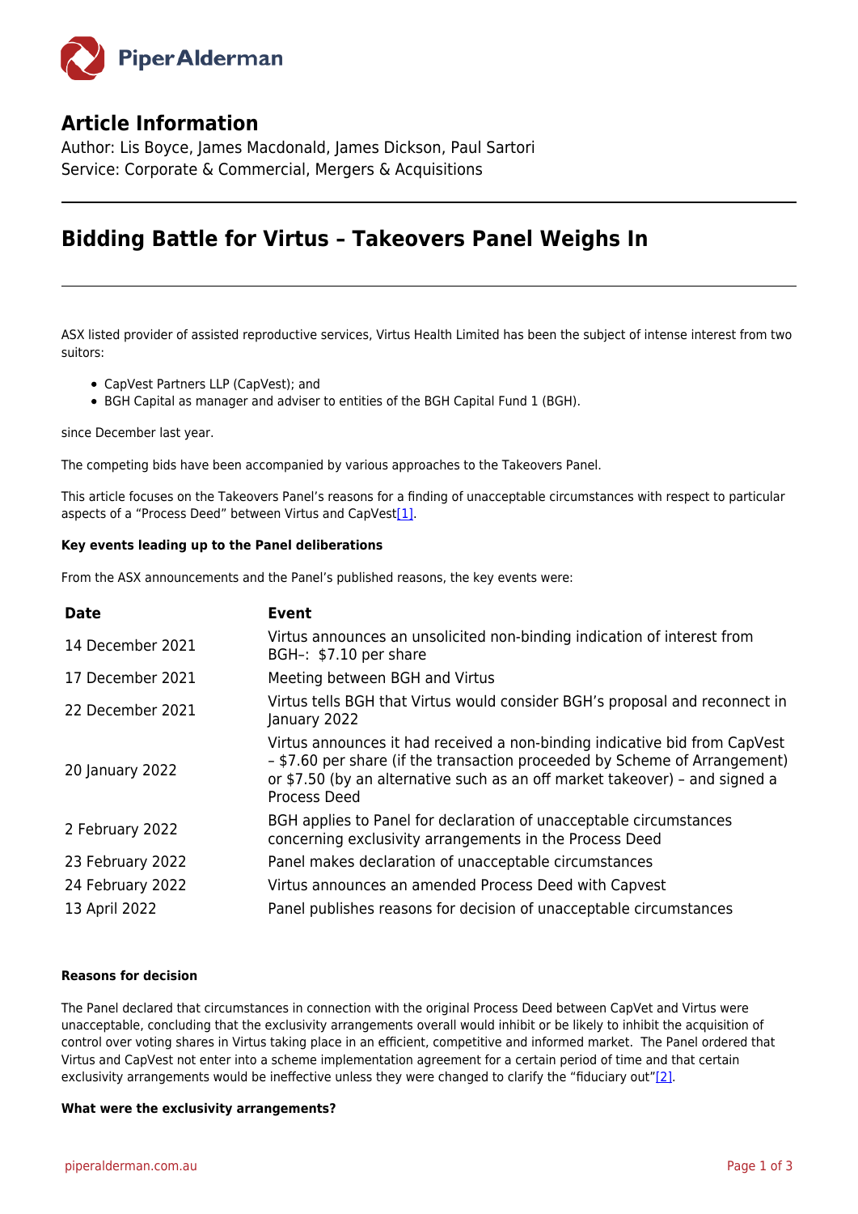## Article Information

Author: Lis Boyce, James Macdonald, James Dickson, Paul Sartori
Service: Corporate & Commercial, Mergers & Acquisitions

# Bidding Battle for Virtus – Takeovers Panel Weighs In

ASX listed provider of assisted reproductive services, Virtus Health Limited has been the subject of intense interest from two suitors:

- CapVest Partners LLP (CapVest); and
- BGH Capital as manager and adviser to entities of the BGH Capital Fund 1 (BGH).

since December last year.

The competing bids have been accompanied by various approaches to the Takeovers Panel.

This article focuses on the Takeovers Panel's reasons for a finding of unacceptable circumstances with respect to particular aspects of a "Process Deed" between Virtus and CapVest[1].

**Key events leading up to the Panel deliberations**

From the ASX announcements and the Panel's published reasons, the key events were:

| Date | Event |
|---|---|
| 14 December 2021 | Virtus announces an unsolicited non-binding indication of interest from BGH–: $7.10 per share |
| 17 December 2021 | Meeting between BGH and Virtus |
| 22 December 2021 | Virtus tells BGH that Virtus would consider BGH's proposal and reconnect in January 2022 |
| 20 January 2022 | Virtus announces it had received a non-binding indicative bid from CapVest – $7.60 per share (if the transaction proceeded by Scheme of Arrangement) or $7.50 (by an alternative such as an off market takeover) – and signed a Process Deed |
| 2 February 2022 | BGH applies to Panel for declaration of unacceptable circumstances concerning exclusivity arrangements in the Process Deed |
| 23 February 2022 | Panel makes declaration of unacceptable circumstances |
| 24 February 2022 | Virtus announces an amended Process Deed with Capvest |
| 13 April 2022 | Panel publishes reasons for decision of unacceptable circumstances |

**Reasons for decision**

The Panel declared that circumstances in connection with the original Process Deed between CapVet and Virtus were unacceptable, concluding that the exclusivity arrangements overall would inhibit or be likely to inhibit the acquisition of control over voting shares in Virtus taking place in an efficient, competitive and informed market. The Panel ordered that Virtus and CapVest not enter into a scheme implementation agreement for a certain period of time and that certain exclusivity arrangements would be ineffective unless they were changed to clarify the "fiduciary out"[2].

**What were the exclusivity arrangements?**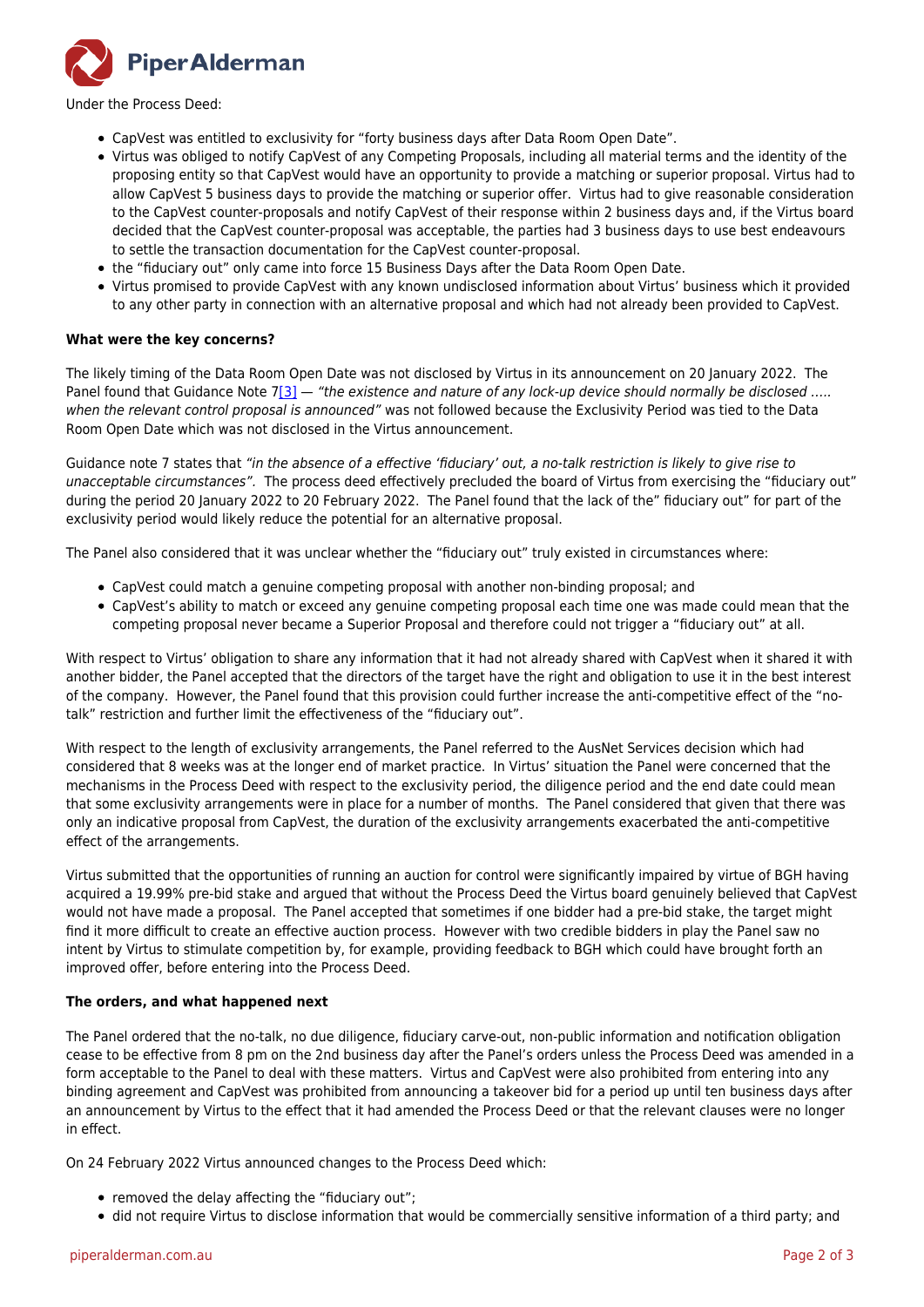Under the Process Deed:

- CapVest was entitled to exclusivity for "forty business days after Data Room Open Date".
- Virtus was obliged to notify CapVest of any Competing Proposals, including all material terms and the identity of the proposing entity so that CapVest would have an opportunity to provide a matching or superior proposal. Virtus had to allow CapVest 5 business days to provide the matching or superior offer. Virtus had to give reasonable consideration to the CapVest counter-proposals and notify CapVest of their response within 2 business days and, if the Virtus board decided that the CapVest counter-proposal was acceptable, the parties had 3 business days to use best endeavours to settle the transaction documentation for the CapVest counter-proposal.
- the "fiduciary out" only came into force 15 Business Days after the Data Room Open Date.
- Virtus promised to provide CapVest with any known undisclosed information about Virtus' business which it provided to any other party in connection with an alternative proposal and which had not already been provided to CapVest.

**What were the key concerns?**

The likely timing of the Data Room Open Date was not disclosed by Virtus in its announcement on 20 January 2022. The Panel found that Guidance Note 7[3] — *"the existence and nature of any lock-up device should normally be disclosed ….. when the relevant control proposal is announced"* was not followed because the Exclusivity Period was tied to the Data Room Open Date which was not disclosed in the Virtus announcement.

Guidance note 7 states that *"in the absence of a effective 'fiduciary' out, a no-talk restriction is likely to give rise to unacceptable circumstances"*. The process deed effectively precluded the board of Virtus from exercising the "fiduciary out" during the period 20 January 2022 to 20 February 2022. The Panel found that the lack of the" fiduciary out" for part of the exclusivity period would likely reduce the potential for an alternative proposal.

The Panel also considered that it was unclear whether the "fiduciary out" truly existed in circumstances where:

- CapVest could match a genuine competing proposal with another non-binding proposal; and
- CapVest's ability to match or exceed any genuine competing proposal each time one was made could mean that the competing proposal never became a Superior Proposal and therefore could not trigger a "fiduciary out" at all.

With respect to Virtus' obligation to share any information that it had not already shared with CapVest when it shared it with another bidder, the Panel accepted that the directors of the target have the right and obligation to use it in the best interest of the company. However, the Panel found that this provision could further increase the anti-competitive effect of the "no-talk" restriction and further limit the effectiveness of the "fiduciary out".

With respect to the length of exclusivity arrangements, the Panel referred to the AusNet Services decision which had considered that 8 weeks was at the longer end of market practice. In Virtus' situation the Panel were concerned that the mechanisms in the Process Deed with respect to the exclusivity period, the diligence period and the end date could mean that some exclusivity arrangements were in place for a number of months. The Panel considered that given that there was only an indicative proposal from CapVest, the duration of the exclusivity arrangements exacerbated the anti-competitive effect of the arrangements.

Virtus submitted that the opportunities of running an auction for control were significantly impaired by virtue of BGH having acquired a 19.99% pre-bid stake and argued that without the Process Deed the Virtus board genuinely believed that CapVest would not have made a proposal. The Panel accepted that sometimes if one bidder had a pre-bid stake, the target might find it more difficult to create an effective auction process. However with two credible bidders in play the Panel saw no intent by Virtus to stimulate competition by, for example, providing feedback to BGH which could have brought forth an improved offer, before entering into the Process Deed.

**The orders, and what happened next**

The Panel ordered that the no-talk, no due diligence, fiduciary carve-out, non-public information and notification obligation cease to be effective from 8 pm on the 2nd business day after the Panel's orders unless the Process Deed was amended in a form acceptable to the Panel to deal with these matters. Virtus and CapVest were also prohibited from entering into any binding agreement and CapVest was prohibited from announcing a takeover bid for a period up until ten business days after an announcement by Virtus to the effect that it had amended the Process Deed or that the relevant clauses were no longer in effect.

On 24 February 2022 Virtus announced changes to the Process Deed which:

- removed the delay affecting the "fiduciary out";
- did not require Virtus to disclose information that would be commercially sensitive information of a third party; and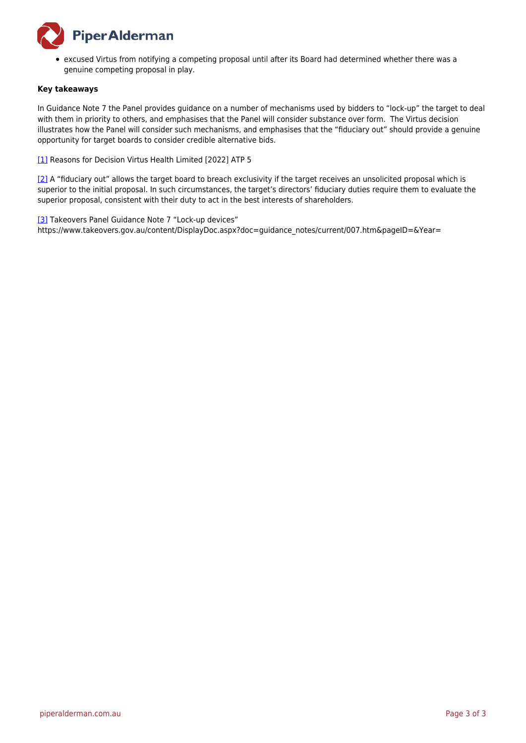- excused Virtus from notifying a competing proposal until after its Board had determined whether there was a genuine competing proposal in play.

**Key takeaways**

In Guidance Note 7 the Panel provides guidance on a number of mechanisms used by bidders to "lock-up" the target to deal with them in priority to others, and emphasises that the Panel will consider substance over form. The Virtus decision illustrates how the Panel will consider such mechanisms, and emphasises that the "fiduciary out" should provide a genuine opportunity for target boards to consider credible alternative bids.

[1] Reasons for Decision Virtus Health Limited [2022] ATP 5

[2] A "fiduciary out" allows the target board to breach exclusivity if the target receives an unsolicited proposal which is superior to the initial proposal. In such circumstances, the target's directors' fiduciary duties require them to evaluate the superior proposal, consistent with their duty to act in the best interests of shareholders.

[3] Takeovers Panel Guidance Note 7 "Lock-up devices"
https://www.takeovers.gov.au/content/DisplayDoc.aspx?doc=guidance_notes/current/007.htm&pageID=&Year=